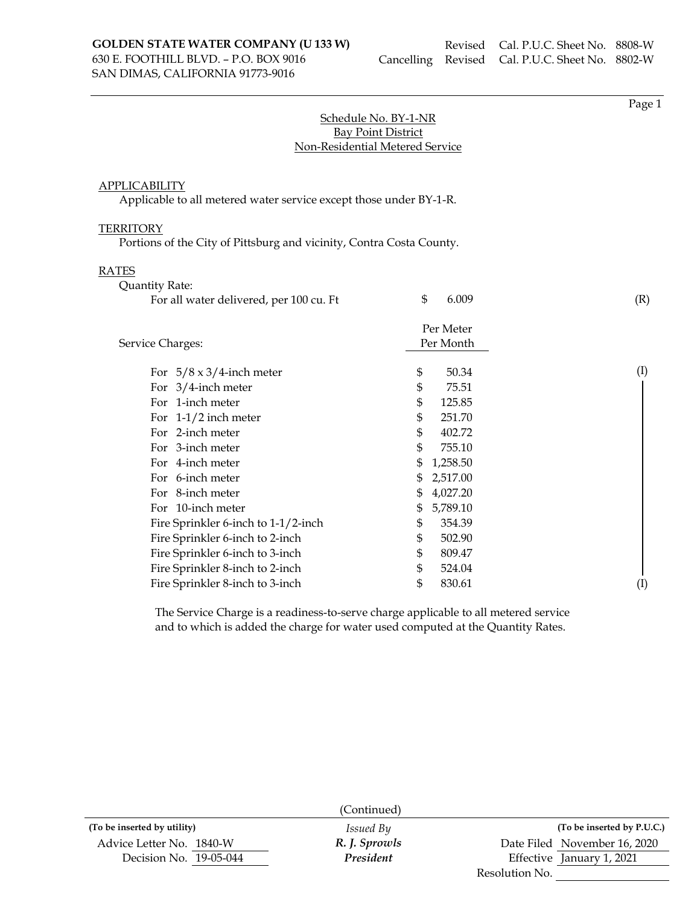**GOLDEN STATE WATER COMPANY (U 133 W)**
630 E. FOOTHILL BLVD. – P.O. BOX 9016
SAN DIMAS, CALIFORNIA 91773-9016

Revised Cal. P.U.C. Sheet No. 8808-W
Cancelling Revised Cal. P.U.C. Sheet No. 8802-W

Page 1

## Schedule No. BY-1-NR
## Bay Point District
## Non-Residential Metered Service

APPLICABILITY

Applicable to all metered water service except those under BY-1-R.

TERRITORY

Portions of the City of Pittsburg and vicinity, Contra Costa County.

RATES

Quantity Rate:

| | | |
|---|---|---|
| For all water delivered, per 100 cu. Ft | $ 6.009 | (R) |

| Service Charges: | Per Meter Per Month | |
|---|---|---|
| For 5/8 x 3/4-inch meter | $ 50.34 | (I) |
| For 3/4-inch meter | $ 75.51 | |
| For 1-inch meter | $ 125.85 | |
| For 1-1/2 inch meter | $ 251.70 | |
| For 2-inch meter | $ 402.72 | |
| For 3-inch meter | $ 755.10 | |
| For 4-inch meter | $ 1,258.50 | |
| For 6-inch meter | $ 2,517.00 | |
| For 8-inch meter | $ 4,027.20 | |
| For 10-inch meter | $ 5,789.10 | |
| Fire Sprinkler 6-inch to 1-1/2-inch | $ 354.39 | |
| Fire Sprinkler 6-inch to 2-inch | $ 502.90 | |
| Fire Sprinkler 6-inch to 3-inch | $ 809.47 | |
| Fire Sprinkler 8-inch to 2-inch | $ 524.04 | |
| Fire Sprinkler 8-inch to 3-inch | $ 830.61 | (I) |

The Service Charge is a readiness-to-serve charge applicable to all metered service and to which is added the charge for water used computed at the Quantity Rates.

(Continued)

| (To be inserted by utility) | Issued By | (To be inserted by P.U.C.) |
|---|---|---|
| Advice Letter No. 1840-W | *R. J. Sprowls* | Date Filed November 16, 2020 |
| Decision No. 19-05-044 | *President* | Effective January 1, 2021 |
| | | Resolution No. |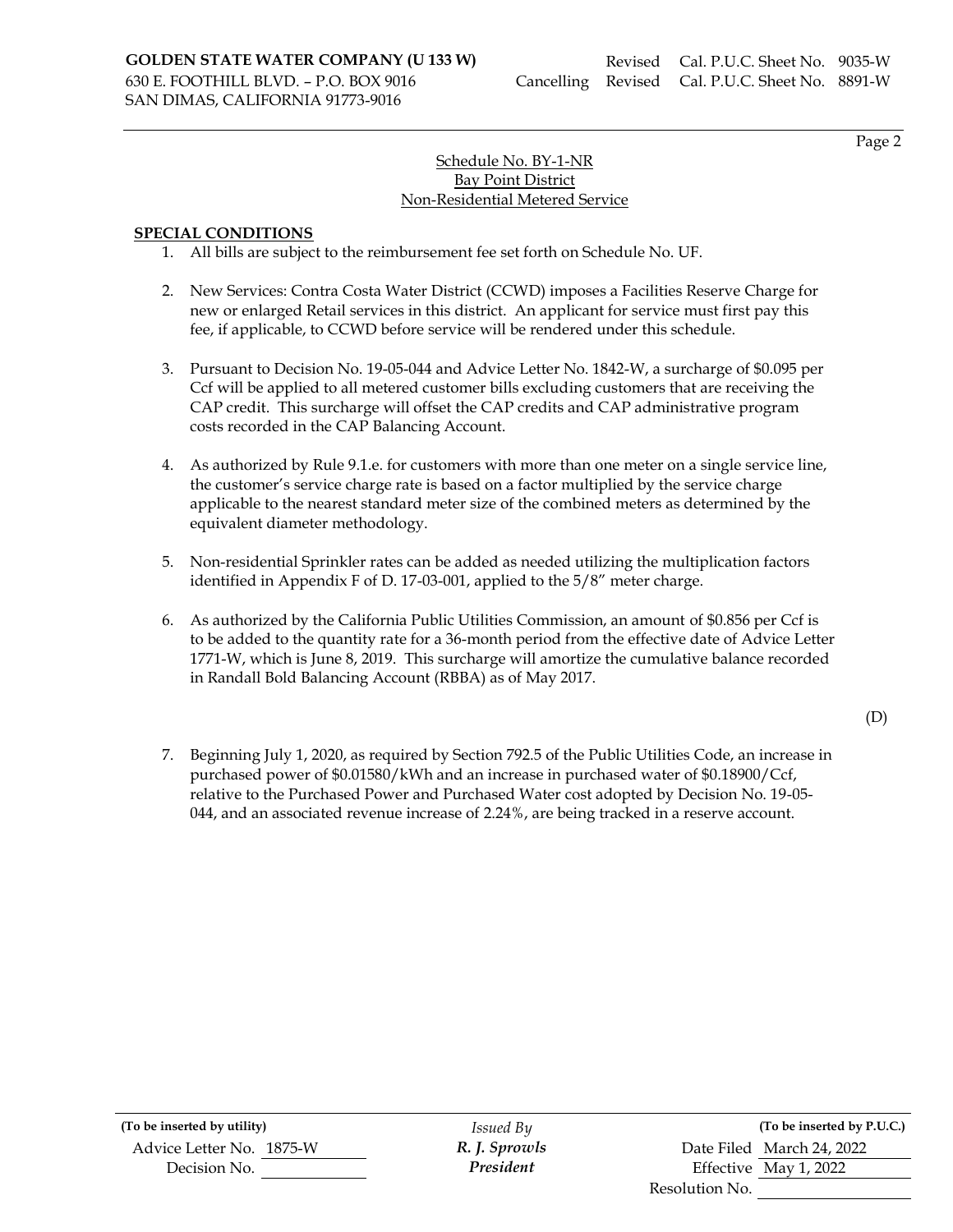**GOLDEN STATE WATER COMPANY (U 133 W)**
630 E. FOOTHILL BLVD. – P.O. BOX 9016
SAN DIMAS, CALIFORNIA 91773-9016

Revised Cal. P.U.C. Sheet No. 9035-W
Cancelling Revised Cal. P.U.C. Sheet No. 8891-W

Page 2

Schedule No. BY-1-NR
Bay Point District
Non-Residential Metered Service

**SPECIAL CONDITIONS**

1. All bills are subject to the reimbursement fee set forth on Schedule No. UF.

2. New Services: Contra Costa Water District (CCWD) imposes a Facilities Reserve Charge for new or enlarged Retail services in this district. An applicant for service must first pay this fee, if applicable, to CCWD before service will be rendered under this schedule.

3. Pursuant to Decision No. 19-05-044 and Advice Letter No. 1842-W, a surcharge of $0.095 per Ccf will be applied to all metered customer bills excluding customers that are receiving the CAP credit. This surcharge will offset the CAP credits and CAP administrative program costs recorded in the CAP Balancing Account.

4. As authorized by Rule 9.1.e. for customers with more than one meter on a single service line, the customer's service charge rate is based on a factor multiplied by the service charge applicable to the nearest standard meter size of the combined meters as determined by the equivalent diameter methodology.

5. Non-residential Sprinkler rates can be added as needed utilizing the multiplication factors identified in Appendix F of D. 17-03-001, applied to the 5/8" meter charge.

6. As authorized by the California Public Utilities Commission, an amount of $0.856 per Ccf is to be added to the quantity rate for a 36-month period from the effective date of Advice Letter 1771-W, which is June 8, 2019. This surcharge will amortize the cumulative balance recorded in Randall Bold Balancing Account (RBBA) as of May 2017.

(D)

7. Beginning July 1, 2020, as required by Section 792.5 of the Public Utilities Code, an increase in purchased power of $0.01580/kWh and an increase in purchased water of $0.18900/Ccf, relative to the Purchased Power and Purchased Water cost adopted by Decision No. 19-05-044, and an associated revenue increase of 2.24%, are being tracked in a reserve account.

| (To be inserted by utility) | Issued By | (To be inserted by P.U.C.) |
|---|---|---|
| Advice Letter No. 1875-W | *R. J. Sprowls* | Date Filed March 24, 2022 |
| Decision No. | *President* | Effective May 1, 2022 |
| | | Resolution No. |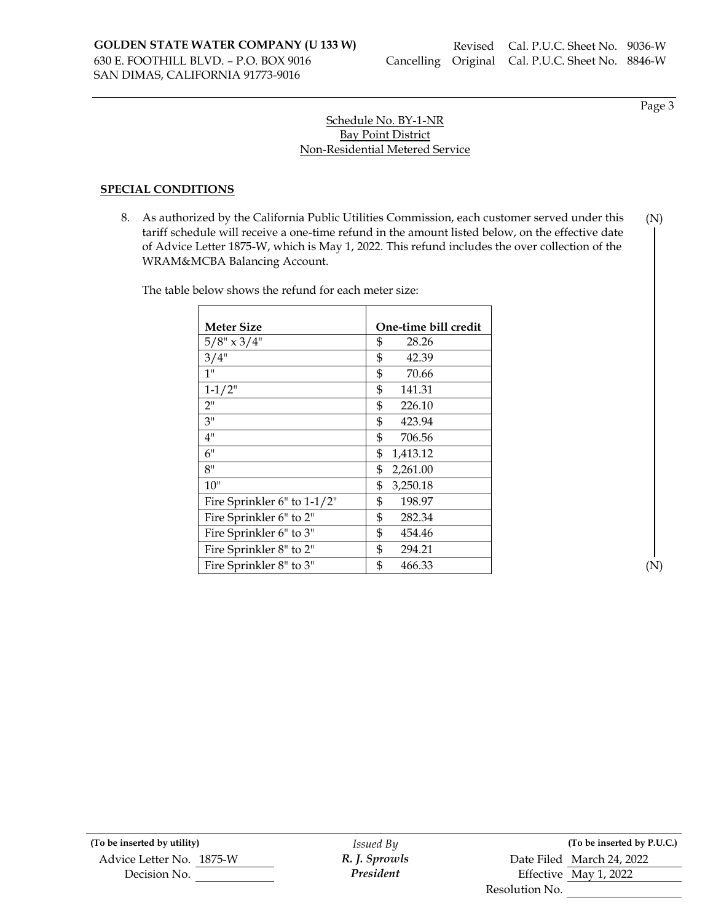GOLDEN STATE WATER COMPANY (U 133 W)
630 E. FOOTHILL BLVD. – P.O. BOX 9016
SAN DIMAS, CALIFORNIA 91773-9016

Revised Cal. P.U.C. Sheet No. 9036-W
Cancelling Original Cal. P.U.C. Sheet No. 8846-W

Schedule No. BY-1-NR
Bay Point District
Non-Residential Metered Service

**SPECIAL CONDITIONS**

8. As authorized by the California Public Utilities Commission, each customer served under this tariff schedule will receive a one-time refund in the amount listed below, on the effective date of Advice Letter 1875-W, which is May 1, 2022. This refund includes the over collection of the WRAM&MCBA Balancing Account. (N)

The table below shows the refund for each meter size:

| Meter Size | One-time bill credit |
|---|---|
| 5/8" x 3/4" | $ 28.26 |
| 3/4" | $ 42.39 |
| 1" | $ 70.66 |
| 1-1/2" | $ 141.31 |
| 2" | $ 226.10 |
| 3" | $ 423.94 |
| 4" | $ 706.56 |
| 6" | $ 1,413.12 |
| 8" | $ 2,261.00 |
| 10" | $ 3,250.18 |
| Fire Sprinkler 6" to 1-1/2" | $ 198.97 |
| Fire Sprinkler 6" to 2" | $ 282.34 |
| Fire Sprinkler 6" to 3" | $ 454.46 |
| Fire Sprinkler 8" to 2" | $ 294.21 |
| Fire Sprinkler 8" to 3" | $ 466.33 |

(N)

(To be inserted by utility)
Advice Letter No. 1875-W
Decision No.

*Issued By*
***R. J. Sprowls***
***President***

(To be inserted by P.U.C.)
Date Filed March 24, 2022
Effective May 1, 2022
Resolution No.